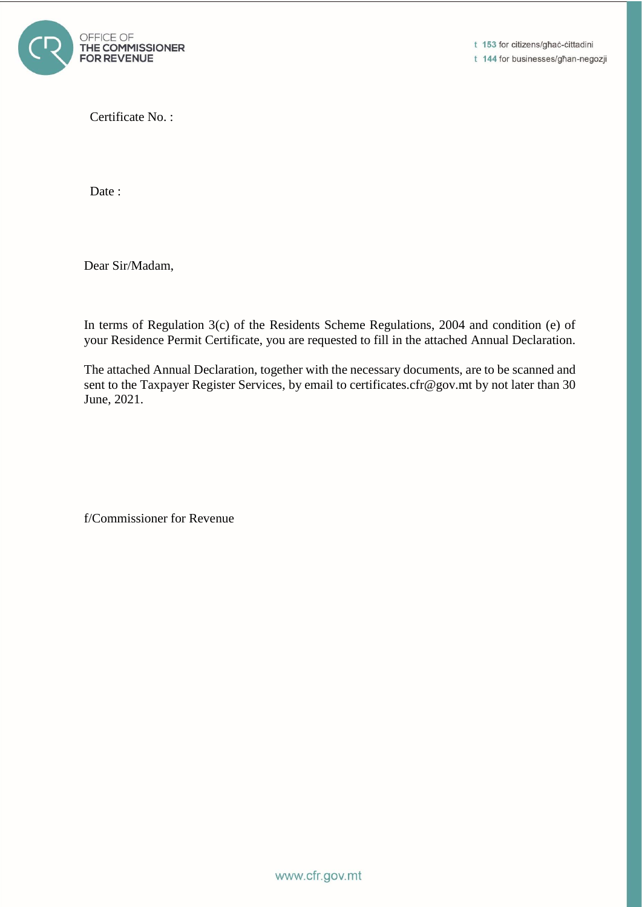OFFICE OF
**THE COMMISSIONER**
**FOR REVENUE**

t **153** for citizens/għaċ-ċittadini
t **144** for businesses/għan-negozji

Certificate No. :

Date :

Dear Sir/Madam,

In terms of Regulation 3(c) of the Residents Scheme Regulations, 2004 and condition (e) of your Residence Permit Certificate, you are requested to fill in the attached Annual Declaration.

The attached Annual Declaration, together with the necessary documents, are to be scanned and sent to the Taxpayer Register Services, by email to certificates.cfr@gov.mt by not later than 30 June, 2021.

f/Commissioner for Revenue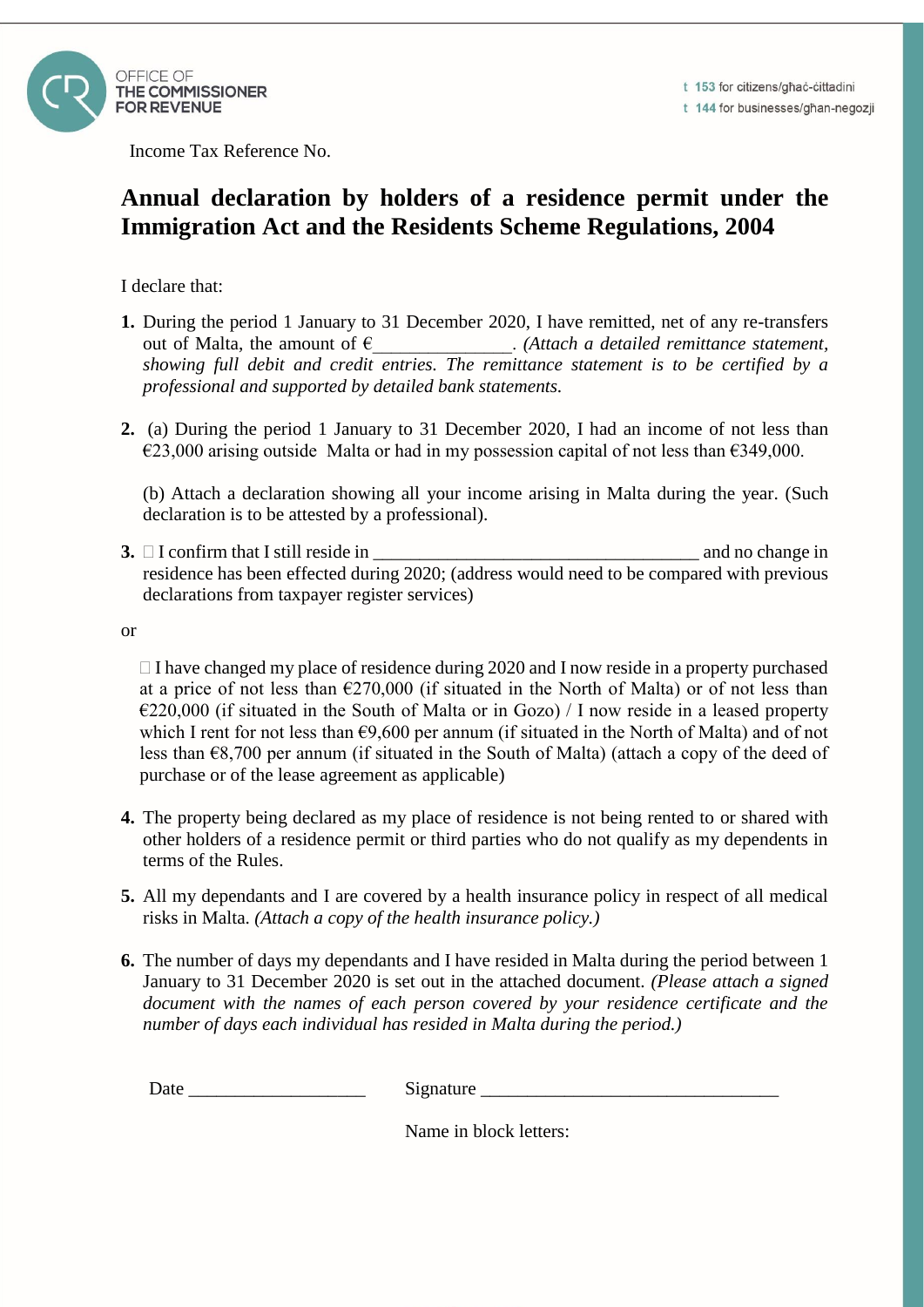OFFICE OF
THE COMMISSIONER
FOR REVENUE

t 153 for citizens/għaċ-ċittadini
t 144 for businesses/għan-negozji

Income Tax Reference No.

# Annual declaration by holders of a residence permit under the Immigration Act and the Residents Scheme Regulations, 2004

I declare that:

**1.** During the period 1 January to 31 December 2020, I have remitted, net of any re-transfers out of Malta, the amount of €_______________. *(Attach a detailed remittance statement, showing full debit and credit entries. The remittance statement is to be certified by a professional and supported by detailed bank statements.*

**2.** (a) During the period 1 January to 31 December 2020, I had an income of not less than €23,000 arising outside Malta or had in my possession capital of not less than €349,000.

(b) Attach a declaration showing all your income arising in Malta during the year. (Such declaration is to be attested by a professional).

**3.** ☐ I confirm that I still reside in ___________________________________ and no change in residence has been effected during 2020; (address would need to be compared with previous declarations from taxpayer register services)

or

☐ I have changed my place of residence during 2020 and I now reside in a property purchased at a price of not less than €270,000 (if situated in the North of Malta) or of not less than €220,000 (if situated in the South of Malta or in Gozo) / I now reside in a leased property which I rent for not less than €9,600 per annum (if situated in the North of Malta) and of not less than €8,700 per annum (if situated in the South of Malta) (attach a copy of the deed of purchase or of the lease agreement as applicable)

**4.** The property being declared as my place of residence is not being rented to or shared with other holders of a residence permit or third parties who do not qualify as my dependents in terms of the Rules.

**5.** All my dependants and I are covered by a health insurance policy in respect of all medical risks in Malta. *(Attach a copy of the health insurance policy.)*

**6.** The number of days my dependants and I have resided in Malta during the period between 1 January to 31 December 2020 is set out in the attached document. *(Please attach a signed document with the names of each person covered by your residence certificate and the number of days each individual has resided in Malta during the period.)*

Date ___________________ Signature ________________________________

Name in block letters: